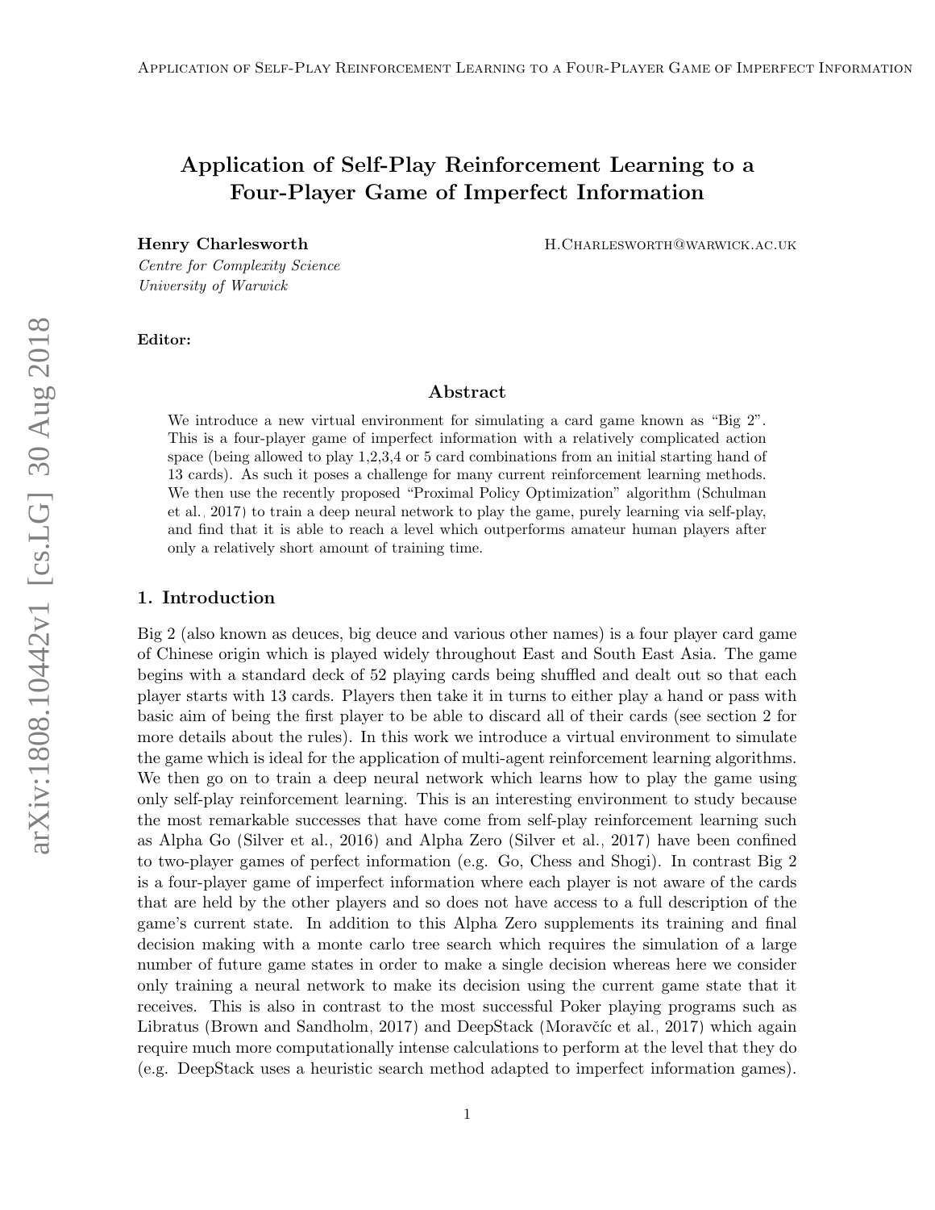# Application of Self-Play Reinforcement Learning to a Four-Player Game of Imperfect Information

**Henry Charlesworth** H.CHARLESWORTH@WARWICK.AC.UK

*Centre for Complexity Science*
*University of Warwick*

**Editor:**

## Abstract

We introduce a new virtual environment for simulating a card game known as "Big 2". This is a four-player game of imperfect information with a relatively complicated action space (being allowed to play 1,2,3,4 or 5 card combinations from an initial starting hand of 13 cards). As such it poses a challenge for many current reinforcement learning methods. We then use the recently proposed "Proximal Policy Optimization" algorithm (Schulman et al., 2017) to train a deep neural network to play the game, purely learning via self-play, and find that it is able to reach a level which outperforms amateur human players after only a relatively short amount of training time.

## 1. Introduction

Big 2 (also known as deuces, big deuce and various other names) is a four player card game of Chinese origin which is played widely throughout East and South East Asia. The game begins with a standard deck of 52 playing cards being shuffled and dealt out so that each player starts with 13 cards. Players then take it in turns to either play a hand or pass with basic aim of being the first player to be able to discard all of their cards (see section 2 for more details about the rules). In this work we introduce a virtual environment to simulate the game which is ideal for the application of multi-agent reinforcement learning algorithms. We then go on to train a deep neural network which learns how to play the game using only self-play reinforcement learning. This is an interesting environment to study because the most remarkable successes that have come from self-play reinforcement learning such as Alpha Go (Silver et al., 2016) and Alpha Zero (Silver et al., 2017) have been confined to two-player games of perfect information (e.g. Go, Chess and Shogi). In contrast Big 2 is a four-player game of imperfect information where each player is not aware of the cards that are held by the other players and so does not have access to a full description of the game's current state. In addition to this Alpha Zero supplements its training and final decision making with a monte carlo tree search which requires the simulation of a large number of future game states in order to make a single decision whereas here we consider only training a neural network to make its decision using the current game state that it receives. This is also in contrast to the most successful Poker playing programs such as Libratus (Brown and Sandholm, 2017) and DeepStack (Moravčíc et al., 2017) which again require much more computationally intense calculations to perform at the level that they do (e.g. DeepStack uses a heuristic search method adapted to imperfect information games).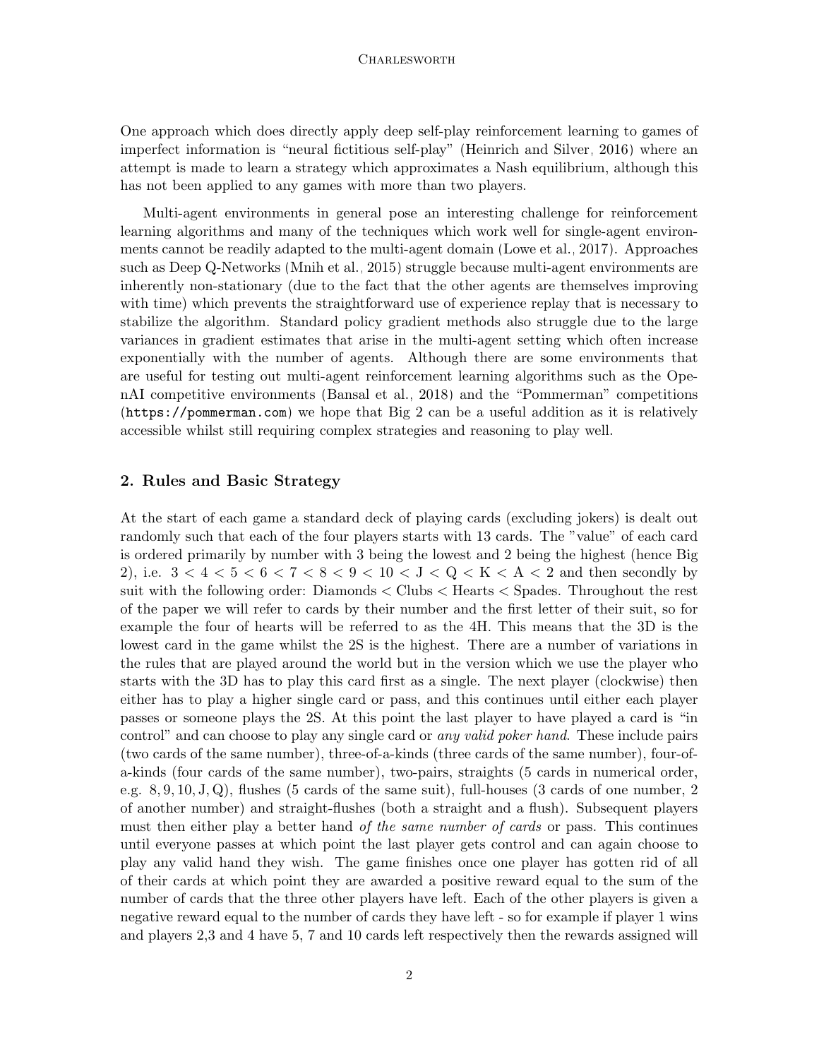One approach which does directly apply deep self-play reinforcement learning to games of imperfect information is "neural fictitious self-play" (Heinrich and Silver, 2016) where an attempt is made to learn a strategy which approximates a Nash equilibrium, although this has not been applied to any games with more than two players.

Multi-agent environments in general pose an interesting challenge for reinforcement learning algorithms and many of the techniques which work well for single-agent environments cannot be readily adapted to the multi-agent domain (Lowe et al., 2017). Approaches such as Deep Q-Networks (Mnih et al., 2015) struggle because multi-agent environments are inherently non-stationary (due to the fact that the other agents are themselves improving with time) which prevents the straightforward use of experience replay that is necessary to stabilize the algorithm. Standard policy gradient methods also struggle due to the large variances in gradient estimates that arise in the multi-agent setting which often increase exponentially with the number of agents. Although there are some environments that are useful for testing out multi-agent reinforcement learning algorithms such as the OpenAI competitive environments (Bansal et al., 2018) and the "Pommerman" competitions (`https://pommerman.com`) we hope that Big 2 can be a useful addition as it is relatively accessible whilst still requiring complex strategies and reasoning to play well.

## 2. Rules and Basic Strategy

At the start of each game a standard deck of playing cards (excluding jokers) is dealt out randomly such that each of the four players starts with 13 cards. The "value" of each card is ordered primarily by number with 3 being the lowest and 2 being the highest (hence Big 2), i.e. $3 < 4 < 5 < 6 < 7 < 8 < 9 < 10 < \mathrm{J} < \mathrm{Q} < \mathrm{K} < \mathrm{A} < 2$ and then secondly by suit with the following order: Diamonds < Clubs < Hearts < Spades. Throughout the rest of the paper we will refer to cards by their number and the first letter of their suit, so for example the four of hearts will be referred to as the 4H. This means that the 3D is the lowest card in the game whilst the 2S is the highest. There are a number of variations in the rules that are played around the world but in the version which we use the player who starts with the 3D has to play this card first as a single. The next player (clockwise) then either has to play a higher single card or pass, and this continues until either each player passes or someone plays the 2S. At this point the last player to have played a card is "in control" and can choose to play any single card or *any valid poker hand*. These include pairs (two cards of the same number), three-of-a-kinds (three cards of the same number), four-of-a-kinds (four cards of the same number), two-pairs, straights (5 cards in numerical order, e.g. $8, 9, 10, \mathrm{J}, \mathrm{Q}$), flushes (5 cards of the same suit), full-houses (3 cards of one number, 2 of another number) and straight-flushes (both a straight and a flush). Subsequent players must then either play a better hand *of the same number of cards* or pass. This continues until everyone passes at which point the last player gets control and can again choose to play any valid hand they wish. The game finishes once one player has gotten rid of all of their cards at which point they are awarded a positive reward equal to the sum of the number of cards that the three other players have left. Each of the other players is given a negative reward equal to the number of cards they have left - so for example if player 1 wins and players 2,3 and 4 have 5, 7 and 10 cards left respectively then the rewards assigned will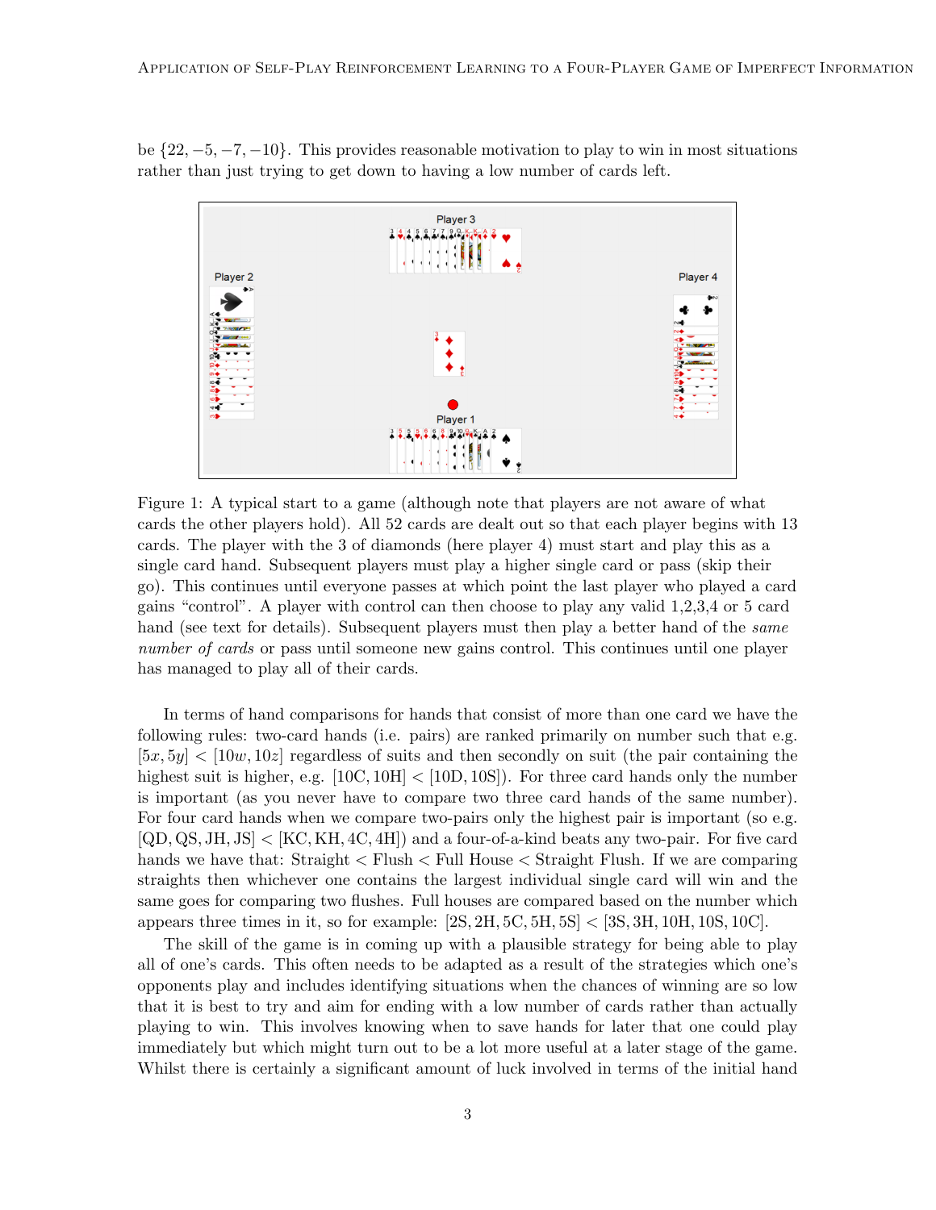be $\{22, -5, -7, -10\}$. This provides reasonable motivation to play to win in most situations rather than just trying to get down to having a low number of cards left.

Figure 1: A typical start to a game (although note that players are not aware of what cards the other players hold). All 52 cards are dealt out so that each player begins with 13 cards. The player with the 3 of diamonds (here player 4) must start and play this as a single card hand. Subsequent players must play a higher single card or pass (skip their go). This continues until everyone passes at which point the last player who played a card gains "control". A player with control can then choose to play any valid 1,2,3,4 or 5 card hand (see text for details). Subsequent players must then play a better hand of the *same number of cards* or pass until someone new gains control. This continues until one player has managed to play all of their cards.

In terms of hand comparisons for hands that consist of more than one card we have the following rules: two-card hands (i.e. pairs) are ranked primarily on number such that e.g. $[5x, 5y] < [10w, 10z]$ regardless of suits and then secondly on suit (the pair containing the highest suit is higher, e.g. [10C, 10H] < [10D, 10S]). For three card hands only the number is important (as you never have to compare two three card hands of the same number). For four card hands when we compare two-pairs only the highest pair is important (so e.g. [QD, QS, JH, JS] < [KC, KH, 4C, 4H]) and a four-of-a-kind beats any two-pair. For five card hands we have that: Straight < Flush < Full House < Straight Flush. If we are comparing straights then whichever one contains the largest individual single card will win and the same goes for comparing two flushes. Full houses are compared based on the number which appears three times in it, so for example: [2S, 2H, 5C, 5H, 5S] < [3S, 3H, 10H, 10S, 10C].

The skill of the game is in coming up with a plausible strategy for being able to play all of one's cards. This often needs to be adapted as a result of the strategies which one's opponents play and includes identifying situations when the chances of winning are so low that it is best to try and aim for ending with a low number of cards rather than actually playing to win. This involves knowing when to save hands for later that one could play immediately but which might turn out to be a lot more useful at a later stage of the game. Whilst there is certainly a significant amount of luck involved in terms of the initial hand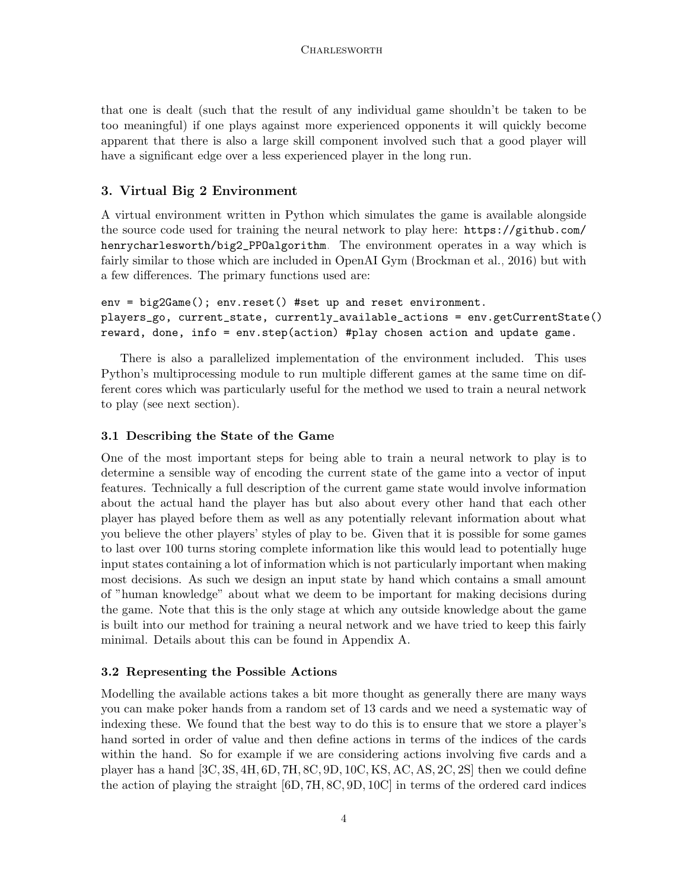that one is dealt (such that the result of any individual game shouldn't be taken to be too meaningful) if one plays against more experienced opponents it will quickly become apparent that there is also a large skill component involved such that a good player will have a significant edge over a less experienced player in the long run.

## 3. Virtual Big 2 Environment

A virtual environment written in Python which simulates the game is available alongside the source code used for training the neural network to play here: `https://github.com/henrycharlesworth/big2_PPOalgorithm`. The environment operates in a way which is fairly similar to those which are included in OpenAI Gym (Brockman et al., 2016) but with a few differences. The primary functions used are:

```
env = big2Game(); env.reset() #set up and reset environment.
players_go, current_state, currently_available_actions = env.getCurrentState()
reward, done, info = env.step(action) #play chosen action and update game.
```

There is also a parallelized implementation of the environment included. This uses Python's multiprocessing module to run multiple different games at the same time on different cores which was particularly useful for the method we used to train a neural network to play (see next section).

### 3.1 Describing the State of the Game

One of the most important steps for being able to train a neural network to play is to determine a sensible way of encoding the current state of the game into a vector of input features. Technically a full description of the current game state would involve information about the actual hand the player has but also about every other hand that each other player has played before them as well as any potentially relevant information about what you believe the other players' styles of play to be. Given that it is possible for some games to last over 100 turns storing complete information like this would lead to potentially huge input states containing a lot of information which is not particularly important when making most decisions. As such we design an input state by hand which contains a small amount of "human knowledge" about what we deem to be important for making decisions during the game. Note that this is the only stage at which any outside knowledge about the game is built into our method for training a neural network and we have tried to keep this fairly minimal. Details about this can be found in Appendix A.

### 3.2 Representing the Possible Actions

Modelling the available actions takes a bit more thought as generally there are many ways you can make poker hands from a random set of 13 cards and we need a systematic way of indexing these. We found that the best way to do this is to ensure that we store a player's hand sorted in order of value and then define actions in terms of the indices of the cards within the hand. So for example if we are considering actions involving five cards and a player has a hand [3C, 3S, 4H, 6D, 7H, 8C, 9D, 10C, KS, AC, AS, 2C, 2S] then we could define the action of playing the straight [6D, 7H, 8C, 9D, 10C] in terms of the ordered card indices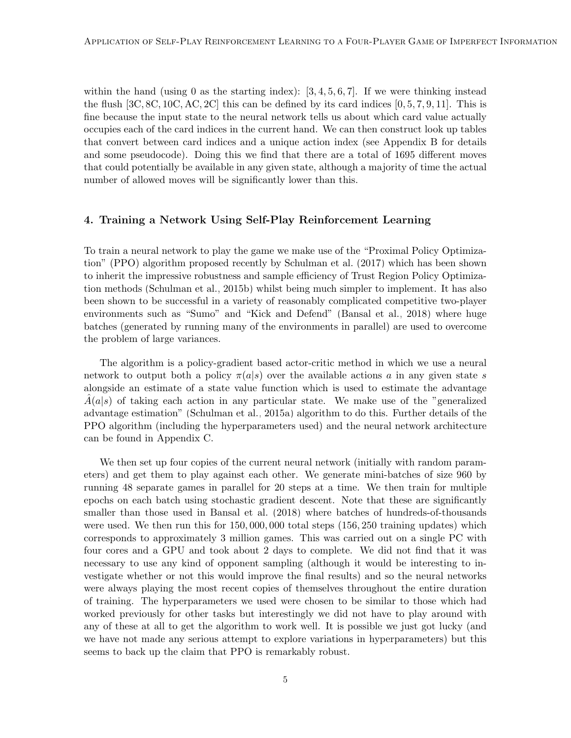within the hand (using 0 as the starting index): $[3, 4, 5, 6, 7]$. If we were thinking instead the flush [3C, 8C, 10C, AC, 2C] this can be defined by its card indices $[0, 5, 7, 9, 11]$. This is fine because the input state to the neural network tells us about which card value actually occupies each of the card indices in the current hand. We can then construct look up tables that convert between card indices and a unique action index (see Appendix B for details and some pseudocode). Doing this we find that there are a total of 1695 different moves that could potentially be available in any given state, although a majority of time the actual number of allowed moves will be significantly lower than this.

## 4. Training a Network Using Self-Play Reinforcement Learning

To train a neural network to play the game we make use of the "Proximal Policy Optimization" (PPO) algorithm proposed recently by Schulman et al. (2017) which has been shown to inherit the impressive robustness and sample efficiency of Trust Region Policy Optimization methods (Schulman et al., 2015b) whilst being much simpler to implement. It has also been shown to be successful in a variety of reasonably complicated competitive two-player environments such as "Sumo" and "Kick and Defend" (Bansal et al., 2018) where huge batches (generated by running many of the environments in parallel) are used to overcome the problem of large variances.

The algorithm is a policy-gradient based actor-critic method in which we use a neural network to output both a policy $\pi(a|s)$ over the available actions $a$ in any given state $s$ alongside an estimate of a state value function which is used to estimate the advantage $\hat{A}(a|s)$ of taking each action in any particular state. We make use of the "generalized advantage estimation" (Schulman et al., 2015a) algorithm to do this. Further details of the PPO algorithm (including the hyperparameters used) and the neural network architecture can be found in Appendix C.

We then set up four copies of the current neural network (initially with random parameters) and get them to play against each other. We generate mini-batches of size 960 by running 48 separate games in parallel for 20 steps at a time. We then train for multiple epochs on each batch using stochastic gradient descent. Note that these are significantly smaller than those used in Bansal et al. (2018) where batches of hundreds-of-thousands were used. We then run this for 150,000,000 total steps (156,250 training updates) which corresponds to approximately 3 million games. This was carried out on a single PC with four cores and a GPU and took about 2 days to complete. We did not find that it was necessary to use any kind of opponent sampling (although it would be interesting to investigate whether or not this would improve the final results) and so the neural networks were always playing the most recent copies of themselves throughout the entire duration of training. The hyperparameters we used were chosen to be similar to those which had worked previously for other tasks but interestingly we did not have to play around with any of these at all to get the algorithm to work well. It is possible we just got lucky (and we have not made any serious attempt to explore variations in hyperparameters) but this seems to back up the claim that PPO is remarkably robust.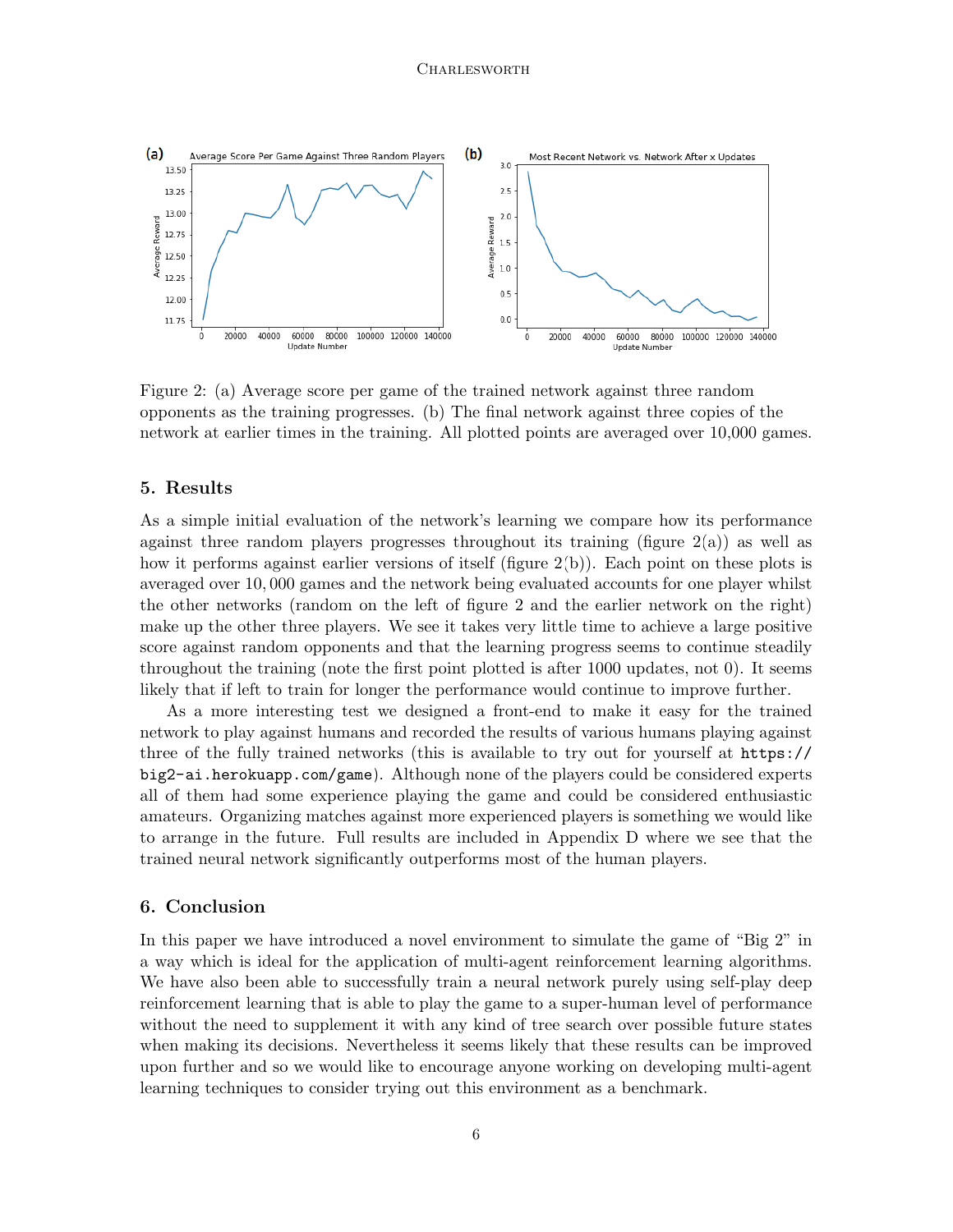Figure 2: (a) Average score per game of the trained network against three random opponents as the training progresses. (b) The final network against three copies of the network at earlier times in the training. All plotted points are averaged over 10,000 games.

## 5. Results

As a simple initial evaluation of the network's learning we compare how its performance against three random players progresses throughout its training (figure 2(a)) as well as how it performs against earlier versions of itself (figure 2(b)). Each point on these plots is averaged over 10,000 games and the network being evaluated accounts for one player whilst the other networks (random on the left of figure 2 and the earlier network on the right) make up the other three players. We see it takes very little time to achieve a large positive score against random opponents and that the learning progress seems to continue steadily throughout the training (note the first point plotted is after 1000 updates, not 0). It seems likely that if left to train for longer the performance would continue to improve further.

As a more interesting test we designed a front-end to make it easy for the trained network to play against humans and recorded the results of various humans playing against three of the fully trained networks (this is available to try out for yourself at `https://big2-ai.herokuapp.com/game`). Although none of the players could be considered experts all of them had some experience playing the game and could be considered enthusiastic amateurs. Organizing matches against more experienced players is something we would like to arrange in the future. Full results are included in Appendix D where we see that the trained neural network significantly outperforms most of the human players.

## 6. Conclusion

In this paper we have introduced a novel environment to simulate the game of "Big 2" in a way which is ideal for the application of multi-agent reinforcement learning algorithms. We have also been able to successfully train a neural network purely using self-play deep reinforcement learning that is able to play the game to a super-human level of performance without the need to supplement it with any kind of tree search over possible future states when making its decisions. Nevertheless it seems likely that these results can be improved upon further and so we would like to encourage anyone working on developing multi-agent learning techniques to consider trying out this environment as a benchmark.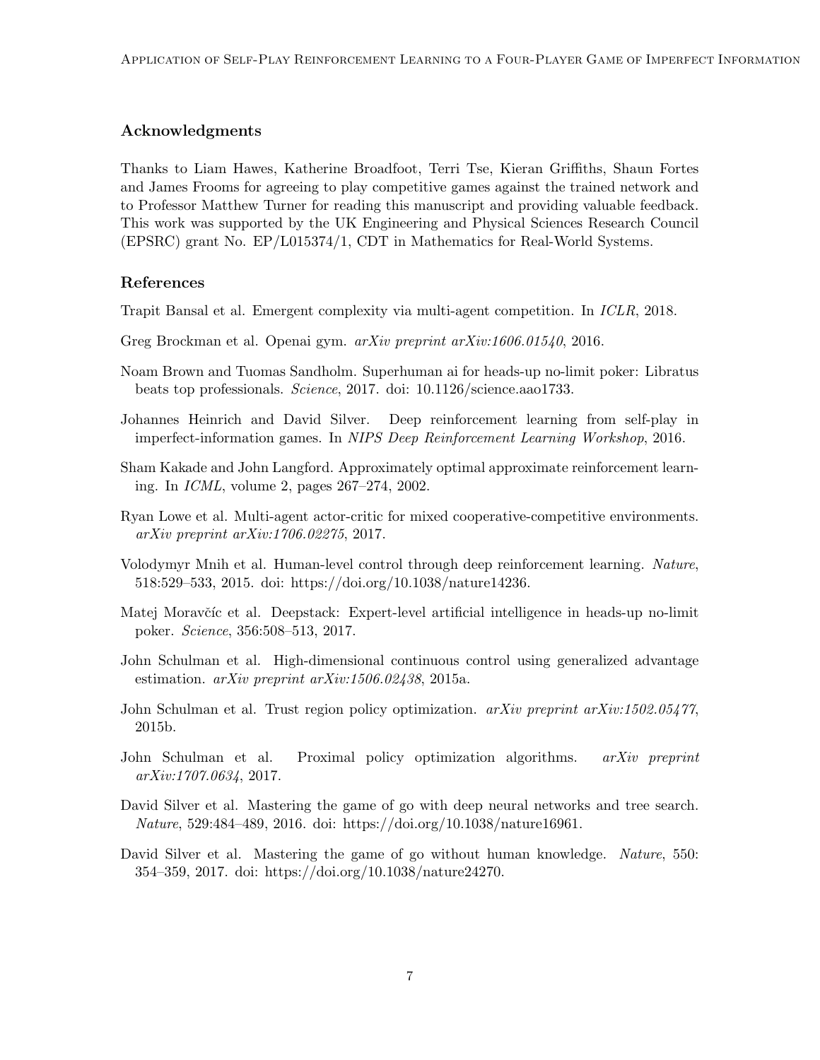## Acknowledgments

Thanks to Liam Hawes, Katherine Broadfoot, Terri Tse, Kieran Griffiths, Shaun Fortes and James Frooms for agreeing to play competitive games against the trained network and to Professor Matthew Turner for reading this manuscript and providing valuable feedback. This work was supported by the UK Engineering and Physical Sciences Research Council (EPSRC) grant No. EP/L015374/1, CDT in Mathematics for Real-World Systems.

## References

Trapit Bansal et al. Emergent complexity via multi-agent competition. In *ICLR*, 2018.

Greg Brockman et al. Openai gym. *arXiv preprint arXiv:1606.01540*, 2016.

Noam Brown and Tuomas Sandholm. Superhuman ai for heads-up no-limit poker: Libratus beats top professionals. *Science*, 2017. doi: 10.1126/science.aao1733.

Johannes Heinrich and David Silver. Deep reinforcement learning from self-play in imperfect-information games. In *NIPS Deep Reinforcement Learning Workshop*, 2016.

Sham Kakade and John Langford. Approximately optimal approximate reinforcement learning. In *ICML*, volume 2, pages 267–274, 2002.

Ryan Lowe et al. Multi-agent actor-critic for mixed cooperative-competitive environments. *arXiv preprint arXiv:1706.02275*, 2017.

Volodymyr Mnih et al. Human-level control through deep reinforcement learning. *Nature*, 518:529–533, 2015. doi: https://doi.org/10.1038/nature14236.

Matej Moravčíc et al. Deepstack: Expert-level artificial intelligence in heads-up no-limit poker. *Science*, 356:508–513, 2017.

John Schulman et al. High-dimensional continuous control using generalized advantage estimation. *arXiv preprint arXiv:1506.02438*, 2015a.

John Schulman et al. Trust region policy optimization. *arXiv preprint arXiv:1502.05477*, 2015b.

John Schulman et al. Proximal policy optimization algorithms. *arXiv preprint arXiv:1707.0634*, 2017.

David Silver et al. Mastering the game of go with deep neural networks and tree search. *Nature*, 529:484–489, 2016. doi: https://doi.org/10.1038/nature16961.

David Silver et al. Mastering the game of go without human knowledge. *Nature*, 550: 354–359, 2017. doi: https://doi.org/10.1038/nature24270.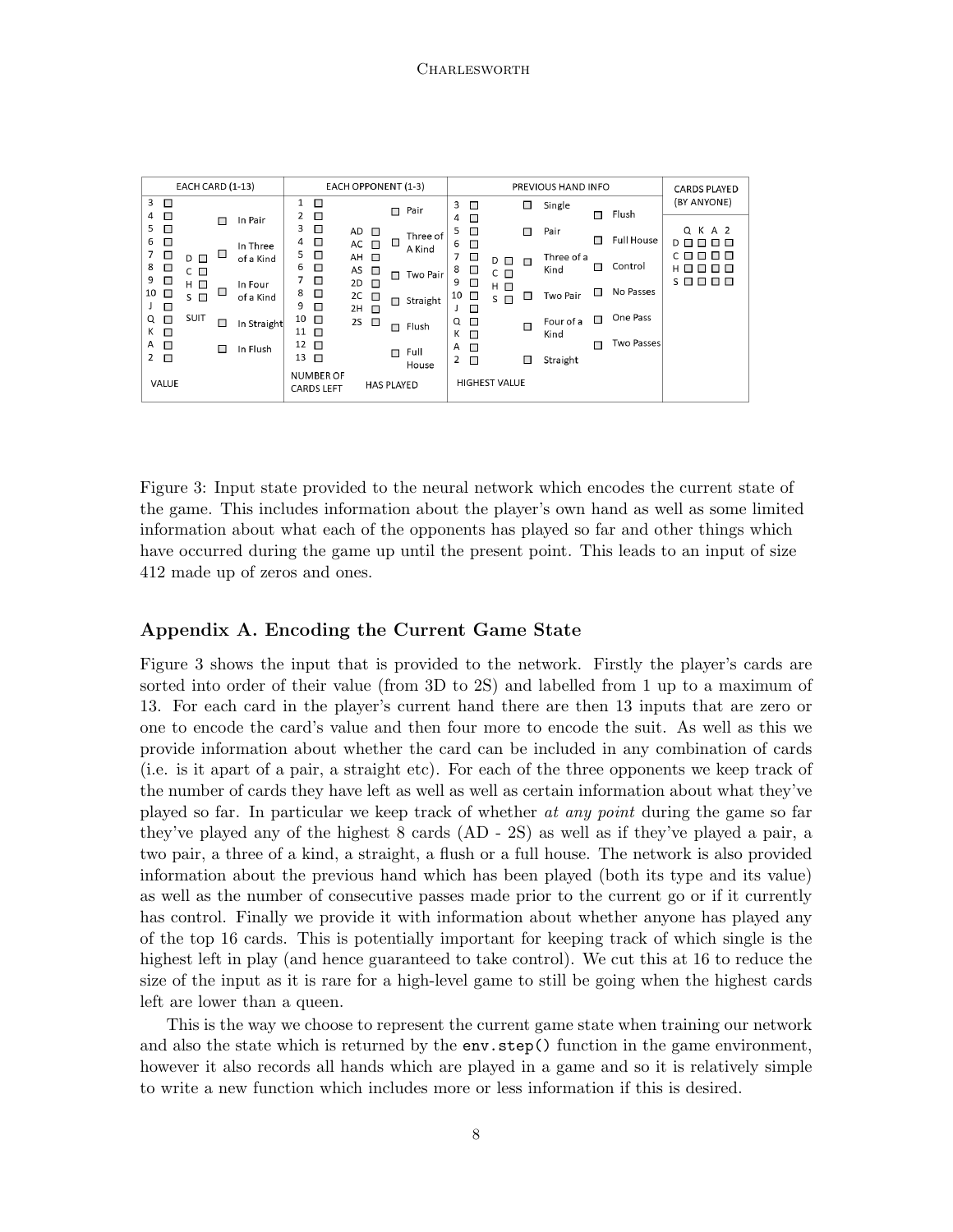Figure 3: Input state provided to the neural network which encodes the current state of the game. This includes information about the player's own hand as well as some limited information about what each of the opponents has played so far and other things which have occurred during the game up until the present point. This leads to an input of size 412 made up of zeros and ones.

## Appendix A. Encoding the Current Game State

Figure 3 shows the input that is provided to the network. Firstly the player's cards are sorted into order of their value (from 3D to 2S) and labelled from 1 up to a maximum of 13. For each card in the player's current hand there are then 13 inputs that are zero or one to encode the card's value and then four more to encode the suit. As well as this we provide information about whether the card can be included in any combination of cards (i.e. is it apart of a pair, a straight etc). For each of the three opponents we keep track of the number of cards they have left as well as well as certain information about what they've played so far. In particular we keep track of whether *at any point* during the game so far they've played any of the highest 8 cards (AD - 2S) as well as if they've played a pair, a two pair, a three of a kind, a straight, a flush or a full house. The network is also provided information about the previous hand which has been played (both its type and its value) as well as the number of consecutive passes made prior to the current go or if it currently has control. Finally we provide it with information about whether anyone has played any of the top 16 cards. This is potentially important for keeping track of which single is the highest left in play (and hence guaranteed to take control). We cut this at 16 to reduce the size of the input as it is rare for a high-level game to still be going when the highest cards left are lower than a queen.

This is the way we choose to represent the current game state when training our network and also the state which is returned by the `env.step()` function in the game environment, however it also records all hands which are played in a game and so it is relatively simple to write a new function which includes more or less information if this is desired.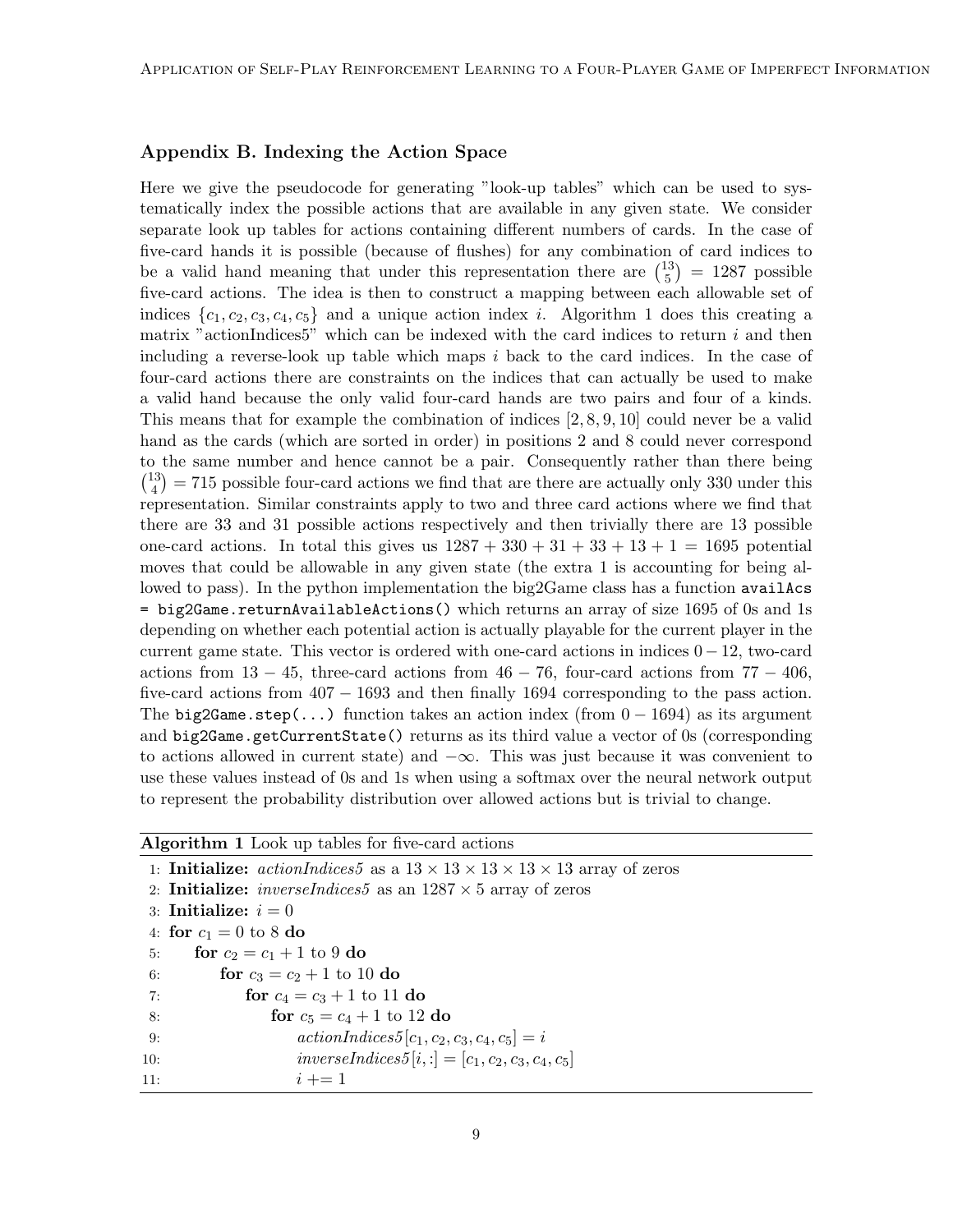## Appendix B. Indexing the Action Space

Here we give the pseudocode for generating "look-up tables" which can be used to systematically index the possible actions that are available in any given state. We consider separate look up tables for actions containing different numbers of cards. In the case of five-card hands it is possible (because of flushes) for any combination of card indices to be a valid hand meaning that under this representation there are $\binom{13}{5} = 1287$ possible five-card actions. The idea is then to construct a mapping between each allowable set of indices $\{c_1, c_2, c_3, c_4, c_5\}$ and a unique action index $i$. Algorithm 1 does this creating a matrix "actionIndices5" which can be indexed with the card indices to return $i$ and then including a reverse-look up table which maps $i$ back to the card indices. In the case of four-card actions there are constraints on the indices that can actually be used to make a valid hand because the only valid four-card hands are two pairs and four of a kinds. This means that for example the combination of indices $[2, 8, 9, 10]$ could never be a valid hand as the cards (which are sorted in order) in positions 2 and 8 could never correspond to the same number and hence cannot be a pair. Consequently rather than there being $\binom{13}{4} = 715$ possible four-card actions we find that are there are actually only 330 under this representation. Similar constraints apply to two and three card actions where we find that there are 33 and 31 possible actions respectively and then trivially there are 13 possible one-card actions. In total this gives us $1287 + 330 + 31 + 33 + 13 + 1 = 1695$ potential moves that could be allowable in any given state (the extra 1 is accounting for being allowed to pass). In the python implementation the big2Game class has a function `availAcs = big2Game.returnAvailableActions()` which returns an array of size 1695 of 0s and 1s depending on whether each potential action is actually playable for the current player in the current game state. This vector is ordered with one-card actions in indices $0 - 12$, two-card actions from $13 - 45$, three-card actions from $46 - 76$, four-card actions from $77 - 406$, five-card actions from $407 - 1693$ and then finally 1694 corresponding to the pass action. The `big2Game.step(...)` function takes an action index (from $0 - 1694$) as its argument and `big2Game.getCurrentState()` returns as its third value a vector of 0s (corresponding to actions allowed in current state) and $-\infty$. This was just because it was convenient to use these values instead of 0s and 1s when using a softmax over the neural network output to represent the probability distribution over allowed actions but is trivial to change.

**Algorithm 1** Look up tables for five-card actions

```
1: Initialize: actionIndices5 as a 13 × 13 × 13 × 13 × 13 array of zeros
2: Initialize: inverseIndices5 as an 1287 × 5 array of zeros
3: Initialize: i = 0
4: for c1 = 0 to 8 do
5:     for c2 = c1 + 1 to 9 do
6:         for c3 = c2 + 1 to 10 do
7:             for c4 = c3 + 1 to 11 do
8:                 for c5 = c4 + 1 to 12 do
9:                     actionIndices5[c1, c2, c3, c4, c5] = i
10:                    inverseIndices5[i, :] = [c1, c2, c3, c4, c5]
11:                    i += 1
```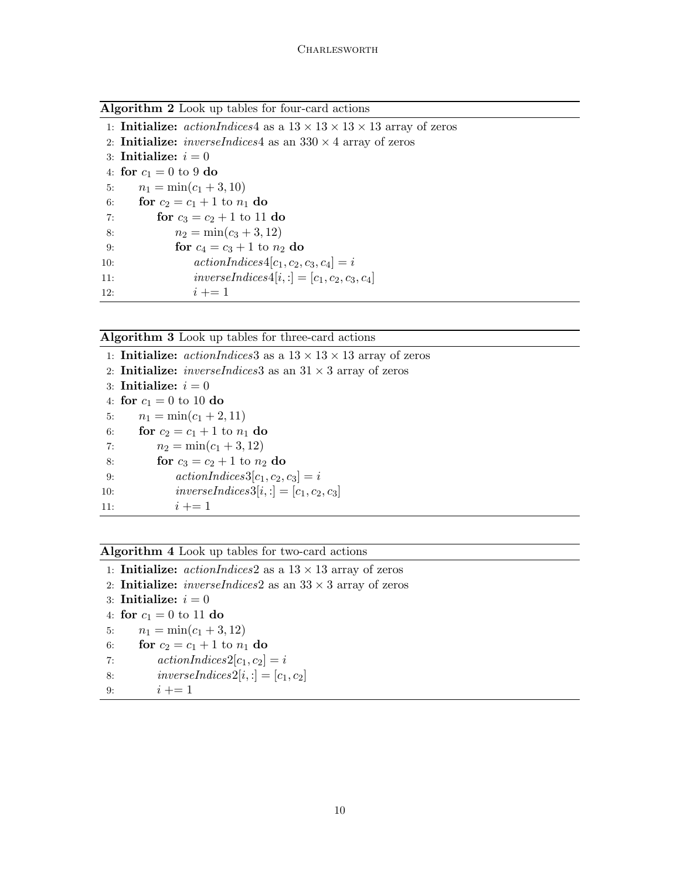**Algorithm 2** Look up tables for four-card actions

1: **Initialize:** $actionIndices4$ as a $13 \times 13 \times 13 \times 13$ array of zeros
2: **Initialize:** $inverseIndices4$ as an $330 \times 4$ array of zeros
3: **Initialize:** $i = 0$
4: **for** $c_1 = 0$ to 9 **do**
5: $\quad n_1 = \min(c_1 + 3, 10)$
6: $\quad$ **for** $c_2 = c_1 + 1$ to $n_1$ **do**
7: $\quad\quad$ **for** $c_3 = c_2 + 1$ to 11 **do**
8: $\quad\quad\quad n_2 = \min(c_3 + 3, 12)$
9: $\quad\quad\quad$ **for** $c_4 = c_3 + 1$ to $n_2$ **do**
10: $\quad\quad\quad\quad actionIndices4[c_1, c_2, c_3, c_4] = i$
11: $\quad\quad\quad\quad inverseIndices4[i, :] = [c_1, c_2, c_3, c_4]$
12: $\quad\quad\quad\quad i \mathrel{+}= 1$

**Algorithm 3** Look up tables for three-card actions

1: **Initialize:** $actionIndices3$ as a $13 \times 13 \times 13$ array of zeros
2: **Initialize:** $inverseIndices3$ as an $31 \times 3$ array of zeros
3: **Initialize:** $i = 0$
4: **for** $c_1 = 0$ to 10 **do**
5: $\quad n_1 = \min(c_1 + 2, 11)$
6: $\quad$ **for** $c_2 = c_1 + 1$ to $n_1$ **do**
7: $\quad\quad n_2 = \min(c_1 + 3, 12)$
8: $\quad\quad$ **for** $c_3 = c_2 + 1$ to $n_2$ **do**
9: $\quad\quad\quad actionIndices3[c_1, c_2, c_3] = i$
10: $\quad\quad\quad inverseIndices3[i, :] = [c_1, c_2, c_3]$
11: $\quad\quad\quad i \mathrel{+}= 1$

**Algorithm 4** Look up tables for two-card actions

1: **Initialize:** $actionIndices2$ as a $13 \times 13$ array of zeros
2: **Initialize:** $inverseIndices2$ as an $33 \times 3$ array of zeros
3: **Initialize:** $i = 0$
4: **for** $c_1 = 0$ to 11 **do**
5: $\quad n_1 = \min(c_1 + 3, 12)$
6: $\quad$ **for** $c_2 = c_1 + 1$ to $n_1$ **do**
7: $\quad\quad actionIndices2[c_1, c_2] = i$
8: $\quad\quad inverseIndices2[i, :] = [c_1, c_2]$
9: $\quad\quad i \mathrel{+}= 1$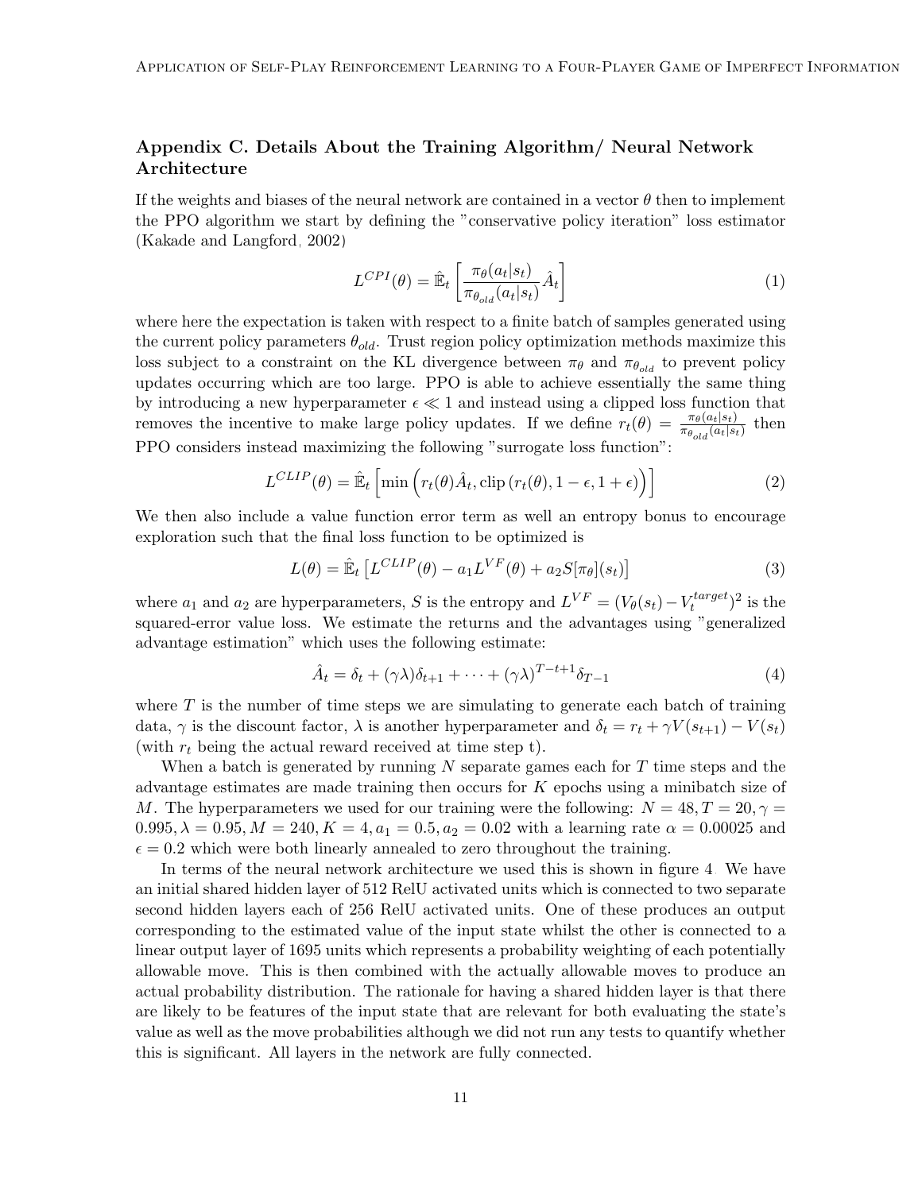## Appendix C. Details About the Training Algorithm/ Neural Network Architecture

If the weights and biases of the neural network are contained in a vector $\theta$ then to implement the PPO algorithm we start by defining the "conservative policy iteration" loss estimator (Kakade and Langford, 2002)

$$L^{CPI}(\theta) = \hat{\mathbb{E}}_t \left[ \frac{\pi_\theta(a_t|s_t)}{\pi_{\theta_{old}}(a_t|s_t)} \hat{A}_t \right] \tag{1}$$

where here the expectation is taken with respect to a finite batch of samples generated using the current policy parameters $\theta_{old}$. Trust region policy optimization methods maximize this loss subject to a constraint on the KL divergence between $\pi_\theta$ and $\pi_{\theta_{old}}$ to prevent policy updates occurring which are too large. PPO is able to achieve essentially the same thing by introducing a new hyperparameter $\epsilon \ll 1$ and instead using a clipped loss function that removes the incentive to make large policy updates. If we define $r_t(\theta) = \frac{\pi_\theta(a_t|s_t)}{\pi_{\theta_{old}}(a_t|s_t)}$ then PPO considers instead maximizing the following "surrogate loss function":

$$L^{CLIP}(\theta) = \hat{\mathbb{E}}_t \left[ \min\Big( r_t(\theta)\hat{A}_t, \text{clip}\left(r_t(\theta), 1-\epsilon, 1+\epsilon\right) \Big) \right] \tag{2}$$

We then also include a value function error term as well an entropy bonus to encourage exploration such that the final loss function to be optimized is

$$L(\theta) = \hat{\mathbb{E}}_t \left[ L^{CLIP}(\theta) - a_1 L^{VF}(\theta) + a_2 S[\pi_\theta](s_t) \right] \tag{3}$$

where $a_1$ and $a_2$ are hyperparameters, $S$ is the entropy and $L^{VF} = (V_\theta(s_t) - V_t^{target})^2$ is the squared-error value loss. We estimate the returns and the advantages using "generalized advantage estimation" which uses the following estimate:

$$\hat{A}_t = \delta_t + (\gamma\lambda)\delta_{t+1} + \cdots + (\gamma\lambda)^{T-t+1}\delta_{T-1} \tag{4}$$

where $T$ is the number of time steps we are simulating to generate each batch of training data, $\gamma$ is the discount factor, $\lambda$ is another hyperparameter and $\delta_t = r_t + \gamma V(s_{t+1}) - V(s_t)$ (with $r_t$ being the actual reward received at time step t).

When a batch is generated by running $N$ separate games each for $T$ time steps and the advantage estimates are made training then occurs for $K$ epochs using a minibatch size of $M$. The hyperparameters we used for our training were the following: $N = 48, T = 20, \gamma = 0.995, \lambda = 0.95, M = 240, K = 4, a_1 = 0.5, a_2 = 0.02$ with a learning rate $\alpha = 0.00025$ and $\epsilon = 0.2$ which were both linearly annealed to zero throughout the training.

In terms of the neural network architecture we used this is shown in figure 4. We have an initial shared hidden layer of 512 RelU activated units which is connected to two separate second hidden layers each of 256 RelU activated units. One of these produces an output corresponding to the estimated value of the input state whilst the other is connected to a linear output layer of 1695 units which represents a probability weighting of each potentially allowable move. This is then combined with the actually allowable moves to produce an actual probability distribution. The rationale for having a shared hidden layer is that there are likely to be features of the input state that are relevant for both evaluating the state's value as well as the move probabilities although we did not run any tests to quantify whether this is significant. All layers in the network are fully connected.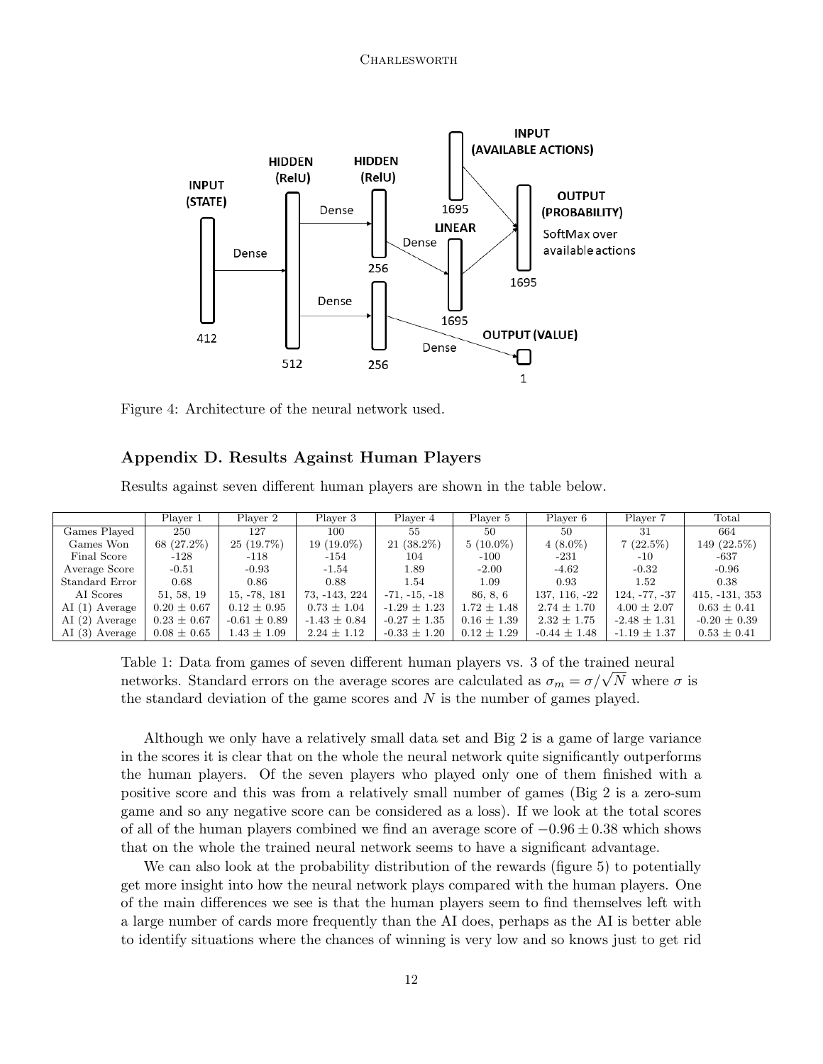Figure 4: Architecture of the neural network used.

## Appendix D. Results Against Human Players

Results against seven different human players are shown in the table below.

| | Player 1 | Player 2 | Player 3 | Player 4 | Player 5 | Player 6 | Player 7 | Total |
|---|---|---|---|---|---|---|---|---|
| Games Played | 250 | 127 | 100 | 55 | 50 | 50 | 31 | 664 |
| Games Won | 68 (27.2%) | 25 (19.7%) | 19 (19.0%) | 21 (38.2%) | 5 (10.0%) | 4 (8.0%) | 7 (22.5%) | 149 (22.5%) |
| Final Score | -128 | -118 | -154 | 104 | -100 | -231 | -10 | -637 |
| Average Score | -0.51 | -0.93 | -1.54 | 1.89 | -2.00 | -4.62 | -0.32 | -0.96 |
| Standard Error | 0.68 | 0.86 | 0.88 | 1.54 | 1.09 | 0.93 | 1.52 | 0.38 |
| AI Scores | 51, 58, 19 | 15, -78, 181 | 73, -143, 224 | -71, -15, -18 | 86, 8, 6 | 137, 116, -22 | 124, -77, -37 | 415, -131, 353 |
| AI (1) Average | $0.20 \pm 0.67$ | $0.12 \pm 0.95$ | $0.73 \pm 1.04$ | $-1.29 \pm 1.23$ | $1.72 \pm 1.48$ | $2.74 \pm 1.70$ | $4.00 \pm 2.07$ | $0.63 \pm 0.41$ |
| AI (2) Average | $0.23 \pm 0.67$ | $-0.61 \pm 0.89$ | $-1.43 \pm 0.84$ | $-0.27 \pm 1.35$ | $0.16 \pm 1.39$ | $2.32 \pm 1.75$ | $-2.48 \pm 1.31$ | $-0.20 \pm 0.39$ |
| AI (3) Average | $0.08 \pm 0.65$ | $1.43 \pm 1.09$ | $2.24 \pm 1.12$ | $-0.33 \pm 1.20$ | $0.12 \pm 1.29$ | $-0.44 \pm 1.48$ | $-1.19 \pm 1.37$ | $0.53 \pm 0.41$ |

Table 1: Data from games of seven different human players vs. 3 of the trained neural networks. Standard errors on the average scores are calculated as $\sigma_m = \sigma/\sqrt{N}$ where $\sigma$ is the standard deviation of the game scores and $N$ is the number of games played.

Although we only have a relatively small data set and Big 2 is a game of large variance in the scores it is clear that on the whole the neural network quite significantly outperforms the human players. Of the seven players who played only one of them finished with a positive score and this was from a relatively small number of games (Big 2 is a zero-sum game and so any negative score can be considered as a loss). If we look at the total scores of all of the human players combined we find an average score of $-0.96 \pm 0.38$ which shows that on the whole the trained neural network seems to have a significant advantage.

We can also look at the probability distribution of the rewards (figure 5) to potentially get more insight into how the neural network plays compared with the human players. One of the main differences we see is that the human players seem to find themselves left with a large number of cards more frequently than the AI does, perhaps as the AI is better able to identify situations where the chances of winning is very low and so knows just to get rid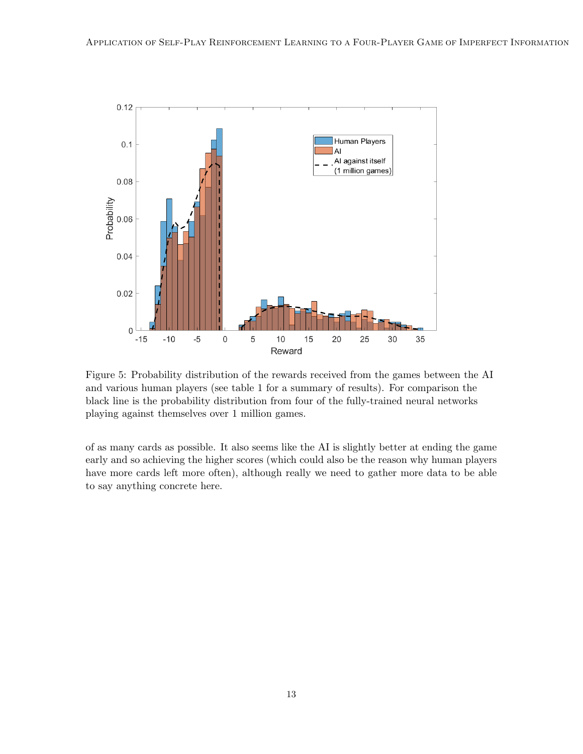0.12
0.1
0.08
0.06
0.04
0.02
0
Probability
-15 -10 -5 0 5 10 15 20 25 30 35
Reward
Human Players
AI
AI against itself
(1 million games)

Figure 5: Probability distribution of the rewards received from the games between the AI and various human players (see table 1 for a summary of results). For comparison the black line is the probability distribution from four of the fully-trained neural networks playing against themselves over 1 million games.

of as many cards as possible. It also seems like the AI is slightly better at ending the game early and so achieving the higher scores (which could also be the reason why human players have more cards left more often), although really we need to gather more data to be able to say anything concrete here.